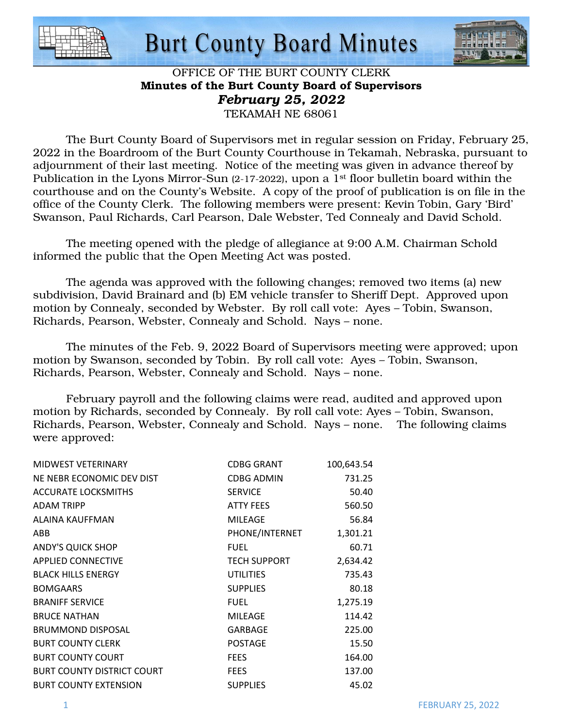# Burt County Board Minutes

OFFICE OF THE BURT COUNTY CLERK

**Minutes of the Burt County Board of Supervisors**

***February 25, 2022***

TEKAMAH NE 68061

The Burt County Board of Supervisors met in regular session on Friday, February 25, 2022 in the Boardroom of the Burt County Courthouse in Tekamah, Nebraska, pursuant to adjournment of their last meeting. Notice of the meeting was given in advance thereof by Publication in the Lyons Mirror-Sun (2-17-2022), upon a 1st floor bulletin board within the courthouse and on the County's Website. A copy of the proof of publication is on file in the office of the County Clerk. The following members were present: Kevin Tobin, Gary 'Bird' Swanson, Paul Richards, Carl Pearson, Dale Webster, Ted Connealy and David Schold.

The meeting opened with the pledge of allegiance at 9:00 A.M. Chairman Schold informed the public that the Open Meeting Act was posted.

The agenda was approved with the following changes; removed two items (a) new subdivision, David Brainard and (b) EM vehicle transfer to Sheriff Dept. Approved upon motion by Connealy, seconded by Webster. By roll call vote: Ayes – Tobin, Swanson, Richards, Pearson, Webster, Connealy and Schold. Nays – none.

The minutes of the Feb. 9, 2022 Board of Supervisors meeting were approved; upon motion by Swanson, seconded by Tobin. By roll call vote: Ayes – Tobin, Swanson, Richards, Pearson, Webster, Connealy and Schold. Nays – none.

February payroll and the following claims were read, audited and approved upon motion by Richards, seconded by Connealy. By roll call vote: Ayes – Tobin, Swanson, Richards, Pearson, Webster, Connealy and Schold. Nays – none. The following claims were approved:

| | | |
|---|---|---|
| MIDWEST VETERINARY | CDBG GRANT | 100,643.54 |
| NE NEBR ECONOMIC DEV DIST | CDBG ADMIN | 731.25 |
| ACCURATE LOCKSMITHS | SERVICE | 50.40 |
| ADAM TRIPP | ATTY FEES | 560.50 |
| ALAINA KAUFFMAN | MILEAGE | 56.84 |
| ABB | PHONE/INTERNET | 1,301.21 |
| ANDY'S QUICK SHOP | FUEL | 60.71 |
| APPLIED CONNECTIVE | TECH SUPPORT | 2,634.42 |
| BLACK HILLS ENERGY | UTILITIES | 735.43 |
| BOMGAARS | SUPPLIES | 80.18 |
| BRANIFF SERVICE | FUEL | 1,275.19 |
| BRUCE NATHAN | MILEAGE | 114.42 |
| BRUMMOND DISPOSAL | GARBAGE | 225.00 |
| BURT COUNTY CLERK | POSTAGE | 15.50 |
| BURT COUNTY COURT | FEES | 164.00 |
| BURT COUNTY DISTRICT COURT | FEES | 137.00 |
| BURT COUNTY EXTENSION | SUPPLIES | 45.02 |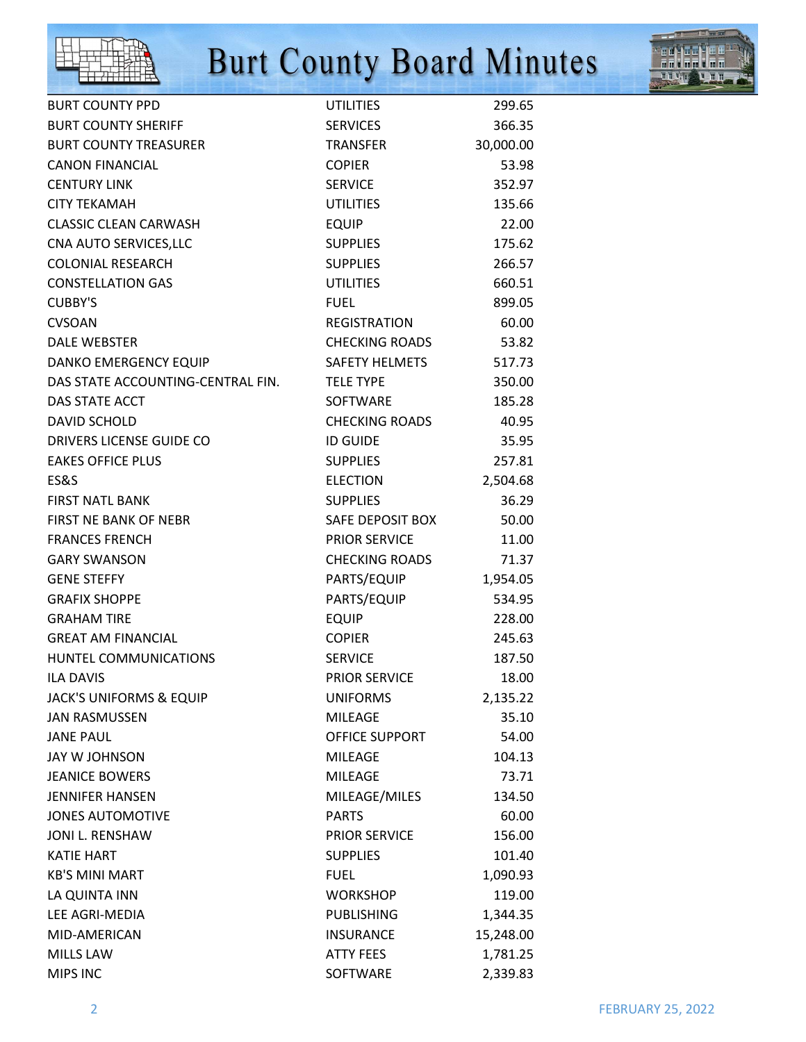| | | |
|---|---|---|
| BURT COUNTY PPD | UTILITIES | 299.65 |
| BURT COUNTY SHERIFF | SERVICES | 366.35 |
| BURT COUNTY TREASURER | TRANSFER | 30,000.00 |
| CANON FINANCIAL | COPIER | 53.98 |
| CENTURY LINK | SERVICE | 352.97 |
| CITY TEKAMAH | UTILITIES | 135.66 |
| CLASSIC CLEAN CARWASH | EQUIP | 22.00 |
| CNA AUTO SERVICES,LLC | SUPPLIES | 175.62 |
| COLONIAL RESEARCH | SUPPLIES | 266.57 |
| CONSTELLATION GAS | UTILITIES | 660.51 |
| CUBBY'S | FUEL | 899.05 |
| CVSOAN | REGISTRATION | 60.00 |
| DALE WEBSTER | CHECKING ROADS | 53.82 |
| DANKO EMERGENCY EQUIP | SAFETY HELMETS | 517.73 |
| DAS STATE ACCOUNTING-CENTRAL FIN. | TELE TYPE | 350.00 |
| DAS STATE ACCT | SOFTWARE | 185.28 |
| DAVID SCHOLD | CHECKING ROADS | 40.95 |
| DRIVERS LICENSE GUIDE CO | ID GUIDE | 35.95 |
| EAKES OFFICE PLUS | SUPPLIES | 257.81 |
| ES&S | ELECTION | 2,504.68 |
| FIRST NATL BANK | SUPPLIES | 36.29 |
| FIRST NE BANK OF NEBR | SAFE DEPOSIT BOX | 50.00 |
| FRANCES FRENCH | PRIOR SERVICE | 11.00 |
| GARY SWANSON | CHECKING ROADS | 71.37 |
| GENE STEFFY | PARTS/EQUIP | 1,954.05 |
| GRAFIX SHOPPE | PARTS/EQUIP | 534.95 |
| GRAHAM TIRE | EQUIP | 228.00 |
| GREAT AM FINANCIAL | COPIER | 245.63 |
| HUNTEL COMMUNICATIONS | SERVICE | 187.50 |
| ILA DAVIS | PRIOR SERVICE | 18.00 |
| JACK'S UNIFORMS & EQUIP | UNIFORMS | 2,135.22 |
| JAN RASMUSSEN | MILEAGE | 35.10 |
| JANE PAUL | OFFICE SUPPORT | 54.00 |
| JAY W JOHNSON | MILEAGE | 104.13 |
| JEANICE BOWERS | MILEAGE | 73.71 |
| JENNIFER HANSEN | MILEAGE/MILES | 134.50 |
| JONES AUTOMOTIVE | PARTS | 60.00 |
| JONI L. RENSHAW | PRIOR SERVICE | 156.00 |
| KATIE HART | SUPPLIES | 101.40 |
| KB'S MINI MART | FUEL | 1,090.93 |
| LA QUINTA INN | WORKSHOP | 119.00 |
| LEE AGRI-MEDIA | PUBLISHING | 1,344.35 |
| MID-AMERICAN | INSURANCE | 15,248.00 |
| MILLS LAW | ATTY FEES | 1,781.25 |
| MIPS INC | SOFTWARE | 2,339.83 |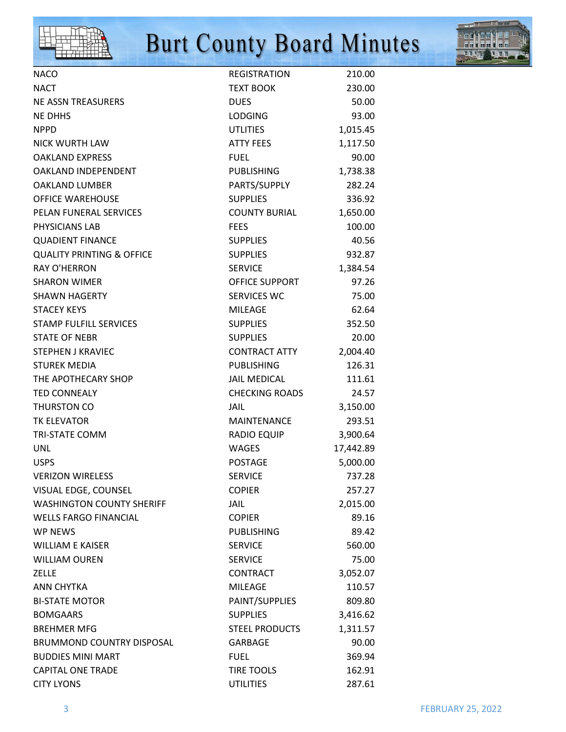| | | |
|---|---|---|
| NACO | REGISTRATION | 210.00 |
| NACT | TEXT BOOK | 230.00 |
| NE ASSN TREASURERS | DUES | 50.00 |
| NE DHHS | LODGING | 93.00 |
| NPPD | UTILITIES | 1,015.45 |
| NICK WURTH LAW | ATTY FEES | 1,117.50 |
| OAKLAND EXPRESS | FUEL | 90.00 |
| OAKLAND INDEPENDENT | PUBLISHING | 1,738.38 |
| OAKLAND LUMBER | PARTS/SUPPLY | 282.24 |
| OFFICE WAREHOUSE | SUPPLIES | 336.92 |
| PELAN FUNERAL SERVICES | COUNTY BURIAL | 1,650.00 |
| PHYSICIANS LAB | FEES | 100.00 |
| QUADIENT FINANCE | SUPPLIES | 40.56 |
| QUALITY PRINTING & OFFICE | SUPPLIES | 932.87 |
| RAY O'HERRON | SERVICE | 1,384.54 |
| SHARON WIMER | OFFICE SUPPORT | 97.26 |
| SHAWN HAGERTY | SERVICES WC | 75.00 |
| STACEY KEYS | MILEAGE | 62.64 |
| STAMP FULFILL SERVICES | SUPPLIES | 352.50 |
| STATE OF NEBR | SUPPLIES | 20.00 |
| STEPHEN J KRAVIEC | CONTRACT ATTY | 2,004.40 |
| STUREK MEDIA | PUBLISHING | 126.31 |
| THE APOTHECARY SHOP | JAIL MEDICAL | 111.61 |
| TED CONNEALY | CHECKING ROADS | 24.57 |
| THURSTON CO | JAIL | 3,150.00 |
| TK ELEVATOR | MAINTENANCE | 293.51 |
| TRI-STATE COMM | RADIO EQUIP | 3,900.64 |
| UNL | WAGES | 17,442.89 |
| USPS | POSTAGE | 5,000.00 |
| VERIZON WIRELESS | SERVICE | 737.28 |
| VISUAL EDGE, COUNSEL | COPIER | 257.27 |
| WASHINGTON COUNTY SHERIFF | JAIL | 2,015.00 |
| WELLS FARGO FINANCIAL | COPIER | 89.16 |
| WP NEWS | PUBLISHING | 89.42 |
| WILLIAM E KAISER | SERVICE | 560.00 |
| WILLIAM OUREN | SERVICE | 75.00 |
| ZELLE | CONTRACT | 3,052.07 |
| ANN CHYTKA | MILEAGE | 110.57 |
| BI-STATE MOTOR | PAINT/SUPPLIES | 809.80 |
| BOMGAARS | SUPPLIES | 3,416.62 |
| BREHMER MFG | STEEL PRODUCTS | 1,311.57 |
| BRUMMOND COUNTRY DISPOSAL | GARBAGE | 90.00 |
| BUDDIES MINI MART | FUEL | 369.94 |
| CAPITAL ONE TRADE | TIRE TOOLS | 162.91 |
| CITY LYONS | UTILITIES | 287.61 |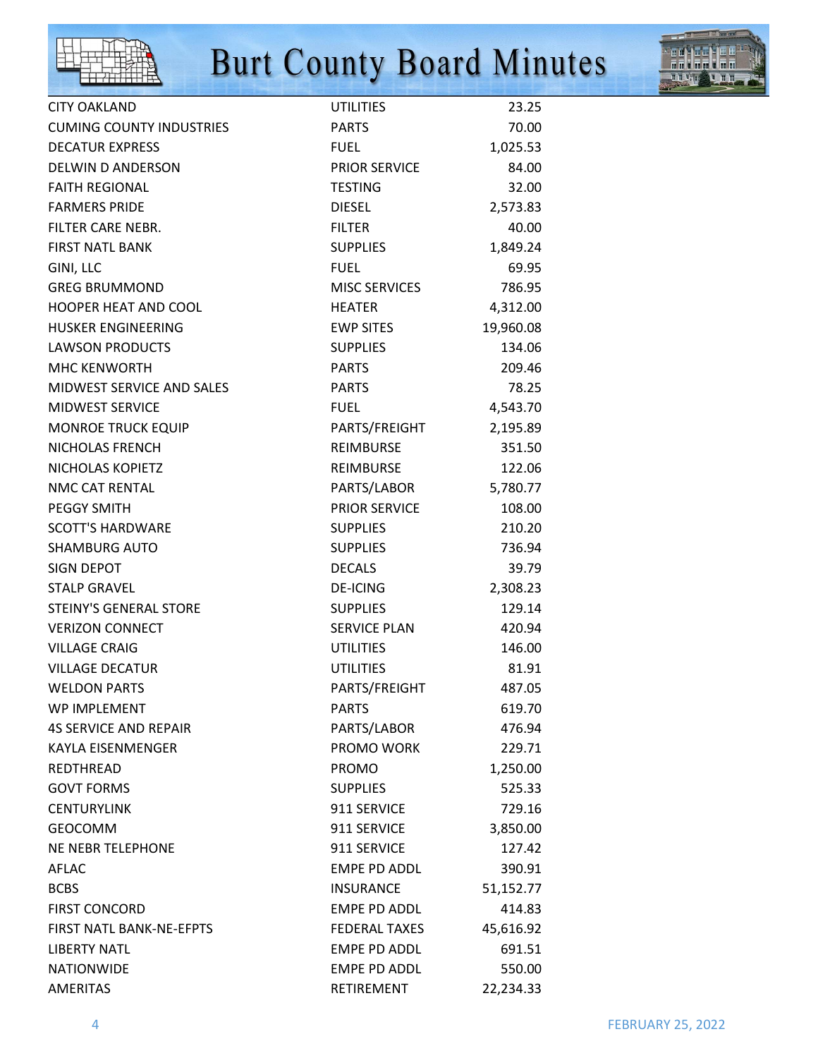| | | |
|---|---|---|
| CITY OAKLAND | UTILITIES | 23.25 |
| CUMING COUNTY INDUSTRIES | PARTS | 70.00 |
| DECATUR EXPRESS | FUEL | 1,025.53 |
| DELWIN D ANDERSON | PRIOR SERVICE | 84.00 |
| FAITH REGIONAL | TESTING | 32.00 |
| FARMERS PRIDE | DIESEL | 2,573.83 |
| FILTER CARE NEBR. | FILTER | 40.00 |
| FIRST NATL BANK | SUPPLIES | 1,849.24 |
| GINI, LLC | FUEL | 69.95 |
| GREG BRUMMOND | MISC SERVICES | 786.95 |
| HOOPER HEAT AND COOL | HEATER | 4,312.00 |
| HUSKER ENGINEERING | EWP SITES | 19,960.08 |
| LAWSON PRODUCTS | SUPPLIES | 134.06 |
| MHC KENWORTH | PARTS | 209.46 |
| MIDWEST SERVICE AND SALES | PARTS | 78.25 |
| MIDWEST SERVICE | FUEL | 4,543.70 |
| MONROE TRUCK EQUIP | PARTS/FREIGHT | 2,195.89 |
| NICHOLAS FRENCH | REIMBURSE | 351.50 |
| NICHOLAS KOPIETZ | REIMBURSE | 122.06 |
| NMC CAT RENTAL | PARTS/LABOR | 5,780.77 |
| PEGGY SMITH | PRIOR SERVICE | 108.00 |
| SCOTT'S HARDWARE | SUPPLIES | 210.20 |
| SHAMBURG AUTO | SUPPLIES | 736.94 |
| SIGN DEPOT | DECALS | 39.79 |
| STALP GRAVEL | DE-ICING | 2,308.23 |
| STEINY'S GENERAL STORE | SUPPLIES | 129.14 |
| VERIZON CONNECT | SERVICE PLAN | 420.94 |
| VILLAGE CRAIG | UTILITIES | 146.00 |
| VILLAGE DECATUR | UTILITIES | 81.91 |
| WELDON PARTS | PARTS/FREIGHT | 487.05 |
| WP IMPLEMENT | PARTS | 619.70 |
| 4S SERVICE AND REPAIR | PARTS/LABOR | 476.94 |
| KAYLA EISENMENGER | PROMO WORK | 229.71 |
| REDTHREAD | PROMO | 1,250.00 |
| GOVT FORMS | SUPPLIES | 525.33 |
| CENTURYLINK | 911 SERVICE | 729.16 |
| GEOCOMM | 911 SERVICE | 3,850.00 |
| NE NEBR TELEPHONE | 911 SERVICE | 127.42 |
| AFLAC | EMPE PD ADDL | 390.91 |
| BCBS | INSURANCE | 51,152.77 |
| FIRST CONCORD | EMPE PD ADDL | 414.83 |
| FIRST NATL BANK-NE-EFPTS | FEDERAL TAXES | 45,616.92 |
| LIBERTY NATL | EMPE PD ADDL | 691.51 |
| NATIONWIDE | EMPE PD ADDL | 550.00 |
| AMERITAS | RETIREMENT | 22,234.33 |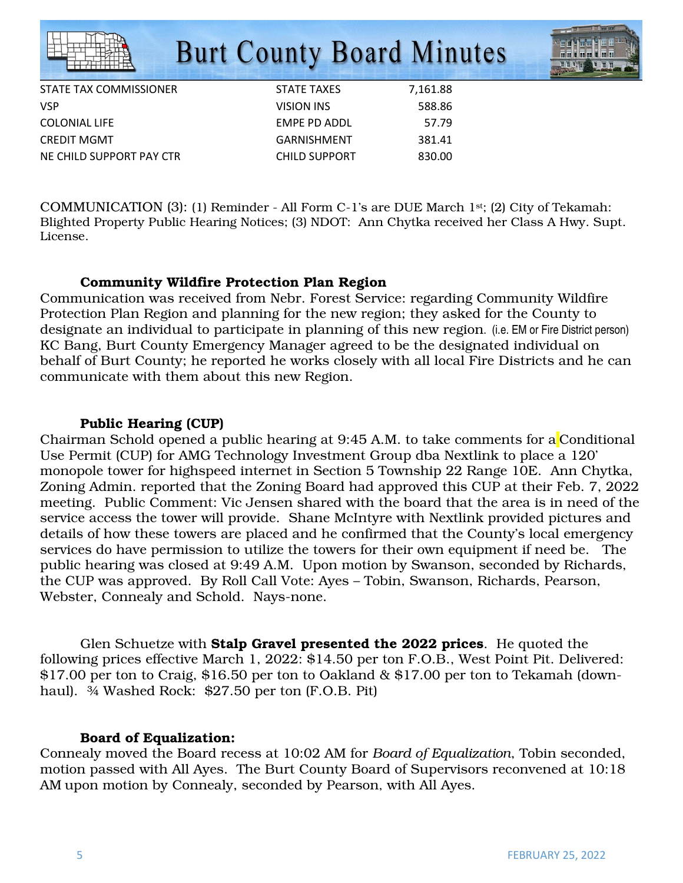| | | |
|---|---|---|
| STATE TAX COMMISSIONER | STATE TAXES | 7,161.88 |
| VSP | VISION INS | 588.86 |
| COLONIAL LIFE | EMPE PD ADDL | 57.79 |
| CREDIT MGMT | GARNISHMENT | 381.41 |
| NE CHILD SUPPORT PAY CTR | CHILD SUPPORT | 830.00 |

COMMUNICATION (3): (1) Reminder - All Form C-1's are DUE March 1st; (2) City of Tekamah: Blighted Property Public Hearing Notices; (3) NDOT: Ann Chytka received her Class A Hwy. Supt. License.

**Community Wildfire Protection Plan Region**

Communication was received from Nebr. Forest Service: regarding Community Wildfire Protection Plan Region and planning for the new region; they asked for the County to designate an individual to participate in planning of this new region. (i.e. EM or Fire District person) KC Bang, Burt County Emergency Manager agreed to be the designated individual on behalf of Burt County; he reported he works closely with all local Fire Districts and he can communicate with them about this new Region.

**Public Hearing (CUP)**

Chairman Schold opened a public hearing at 9:45 A.M. to take comments for a Conditional Use Permit (CUP) for AMG Technology Investment Group dba Nextlink to place a 120' monopole tower for highspeed internet in Section 5 Township 22 Range 10E. Ann Chytka, Zoning Admin. reported that the Zoning Board had approved this CUP at their Feb. 7, 2022 meeting. Public Comment: Vic Jensen shared with the board that the area is in need of the service access the tower will provide. Shane McIntyre with Nextlink provided pictures and details of how these towers are placed and he confirmed that the County's local emergency services do have permission to utilize the towers for their own equipment if need be. The public hearing was closed at 9:49 A.M. Upon motion by Swanson, seconded by Richards, the CUP was approved. By Roll Call Vote: Ayes – Tobin, Swanson, Richards, Pearson, Webster, Connealy and Schold. Nays-none.

Glen Schuetze with **Stalp Gravel presented the 2022 prices**. He quoted the following prices effective March 1, 2022: $14.50 per ton F.O.B., West Point Pit. Delivered: $17.00 per ton to Craig, $16.50 per ton to Oakland & $17.00 per ton to Tekamah (down-haul). ¾ Washed Rock: $27.50 per ton (F.O.B. Pit)

**Board of Equalization:**

Connealy moved the Board recess at 10:02 AM for *Board of Equalization*, Tobin seconded, motion passed with All Ayes. The Burt County Board of Supervisors reconvened at 10:18 AM upon motion by Connealy, seconded by Pearson, with All Ayes.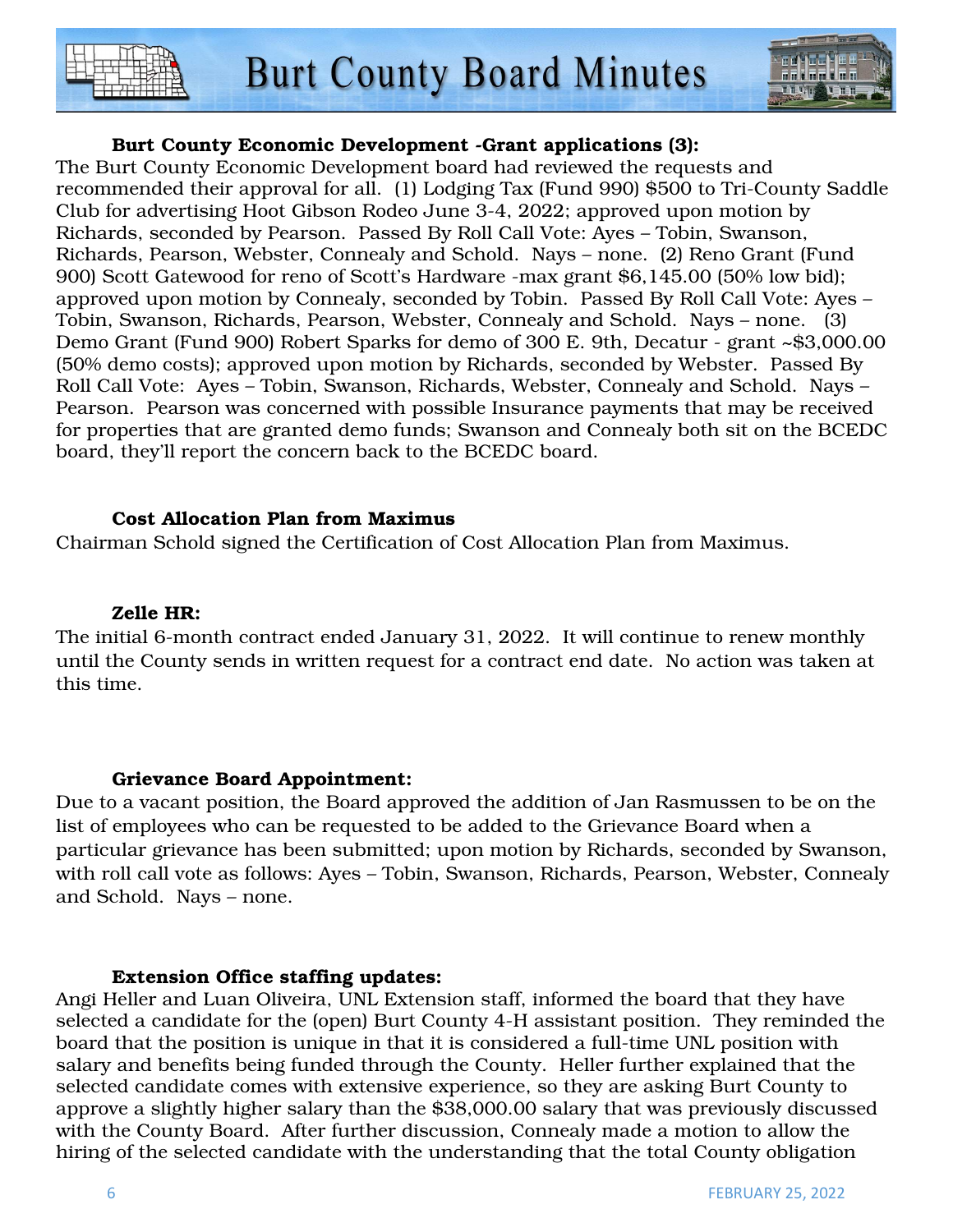**Burt County Economic Development -Grant applications (3):**

The Burt County Economic Development board had reviewed the requests and recommended their approval for all. (1) Lodging Tax (Fund 990) $500 to Tri-County Saddle Club for advertising Hoot Gibson Rodeo June 3-4, 2022; approved upon motion by Richards, seconded by Pearson. Passed By Roll Call Vote: Ayes – Tobin, Swanson, Richards, Pearson, Webster, Connealy and Schold. Nays – none. (2) Reno Grant (Fund 900) Scott Gatewood for reno of Scott's Hardware -max grant $6,145.00 (50% low bid); approved upon motion by Connealy, seconded by Tobin. Passed By Roll Call Vote: Ayes – Tobin, Swanson, Richards, Pearson, Webster, Connealy and Schold. Nays – none. (3) Demo Grant (Fund 900) Robert Sparks for demo of 300 E. 9th, Decatur - grant ~$3,000.00 (50% demo costs); approved upon motion by Richards, seconded by Webster. Passed By Roll Call Vote: Ayes – Tobin, Swanson, Richards, Webster, Connealy and Schold. Nays – Pearson. Pearson was concerned with possible Insurance payments that may be received for properties that are granted demo funds; Swanson and Connealy both sit on the BCEDC board, they'll report the concern back to the BCEDC board.

**Cost Allocation Plan from Maximus**

Chairman Schold signed the Certification of Cost Allocation Plan from Maximus.

**Zelle HR:**

The initial 6-month contract ended January 31, 2022. It will continue to renew monthly until the County sends in written request for a contract end date. No action was taken at this time.

**Grievance Board Appointment:**

Due to a vacant position, the Board approved the addition of Jan Rasmussen to be on the list of employees who can be requested to be added to the Grievance Board when a particular grievance has been submitted; upon motion by Richards, seconded by Swanson, with roll call vote as follows: Ayes – Tobin, Swanson, Richards, Pearson, Webster, Connealy and Schold. Nays – none.

**Extension Office staffing updates:**

Angi Heller and Luan Oliveira, UNL Extension staff, informed the board that they have selected a candidate for the (open) Burt County 4-H assistant position. They reminded the board that the position is unique in that it is considered a full-time UNL position with salary and benefits being funded through the County. Heller further explained that the selected candidate comes with extensive experience, so they are asking Burt County to approve a slightly higher salary than the $38,000.00 salary that was previously discussed with the County Board. After further discussion, Connealy made a motion to allow the hiring of the selected candidate with the understanding that the total County obligation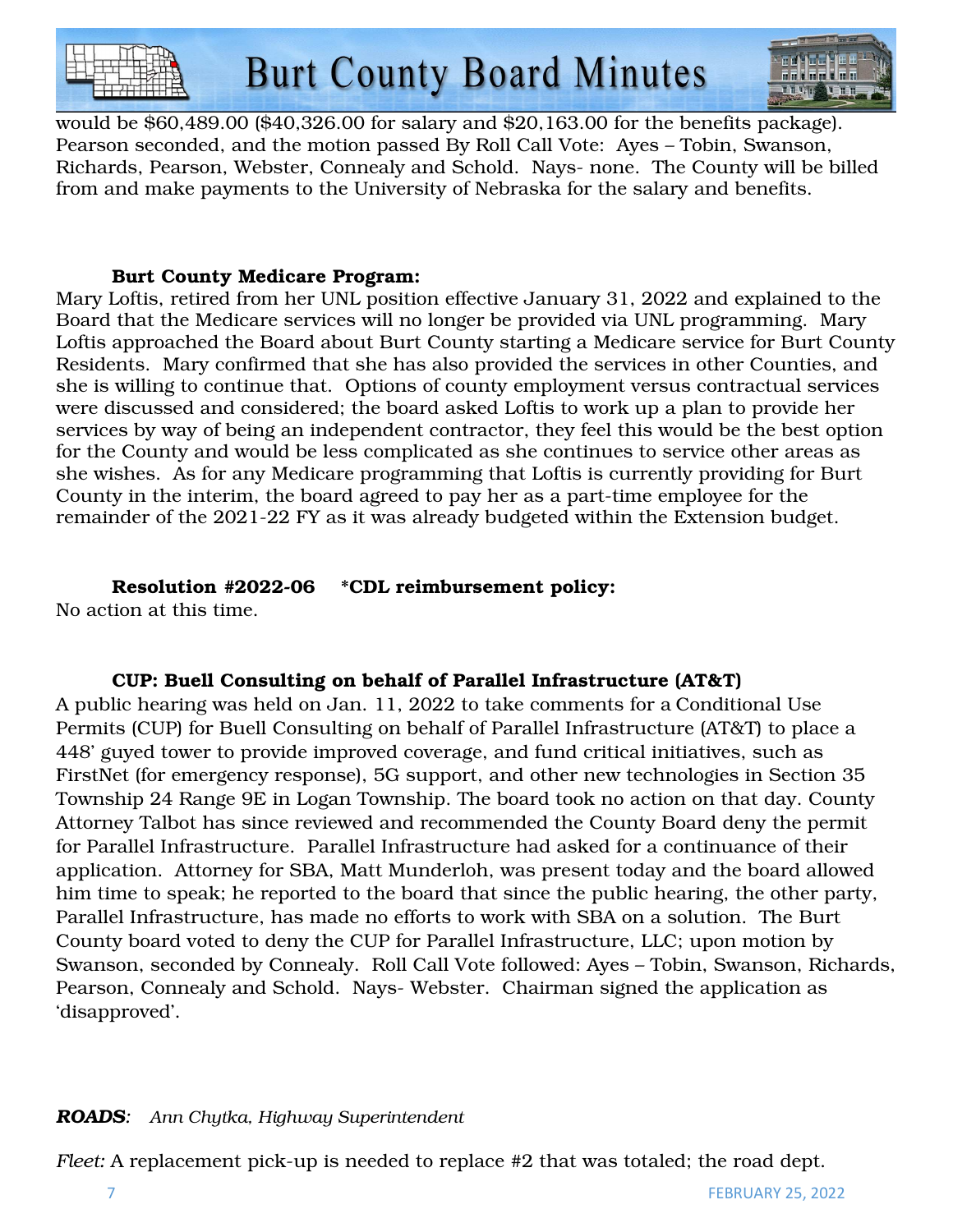would be $60,489.00 ($40,326.00 for salary and $20,163.00 for the benefits package). Pearson seconded, and the motion passed By Roll Call Vote: Ayes – Tobin, Swanson, Richards, Pearson, Webster, Connealy and Schold. Nays- none. The County will be billed from and make payments to the University of Nebraska for the salary and benefits.

**Burt County Medicare Program:**

Mary Loftis, retired from her UNL position effective January 31, 2022 and explained to the Board that the Medicare services will no longer be provided via UNL programming. Mary Loftis approached the Board about Burt County starting a Medicare service for Burt County Residents. Mary confirmed that she has also provided the services in other Counties, and she is willing to continue that. Options of county employment versus contractual services were discussed and considered; the board asked Loftis to work up a plan to provide her services by way of being an independent contractor, they feel this would be the best option for the County and would be less complicated as she continues to service other areas as she wishes. As for any Medicare programming that Loftis is currently providing for Burt County in the interim, the board agreed to pay her as a part-time employee for the remainder of the 2021-22 FY as it was already budgeted within the Extension budget.

**Resolution #2022-06 *CDL reimbursement policy:**

No action at this time.

**CUP: Buell Consulting on behalf of Parallel Infrastructure (AT&T)**

A public hearing was held on Jan. 11, 2022 to take comments for a Conditional Use Permits (CUP) for Buell Consulting on behalf of Parallel Infrastructure (AT&T) to place a 448' guyed tower to provide improved coverage, and fund critical initiatives, such as FirstNet (for emergency response), 5G support, and other new technologies in Section 35 Township 24 Range 9E in Logan Township. The board took no action on that day. County Attorney Talbot has since reviewed and recommended the County Board deny the permit for Parallel Infrastructure. Parallel Infrastructure had asked for a continuance of their application. Attorney for SBA, Matt Munderloh, was present today and the board allowed him time to speak; he reported to the board that since the public hearing, the other party, Parallel Infrastructure, has made no efforts to work with SBA on a solution. The Burt County board voted to deny the CUP for Parallel Infrastructure, LLC; upon motion by Swanson, seconded by Connealy. Roll Call Vote followed: Ayes – Tobin, Swanson, Richards, Pearson, Connealy and Schold. Nays- Webster. Chairman signed the application as 'disapproved'.

***ROADS**: Ann Chytka, Highway Superintendent*

*Fleet:* A replacement pick-up is needed to replace #2 that was totaled; the road dept.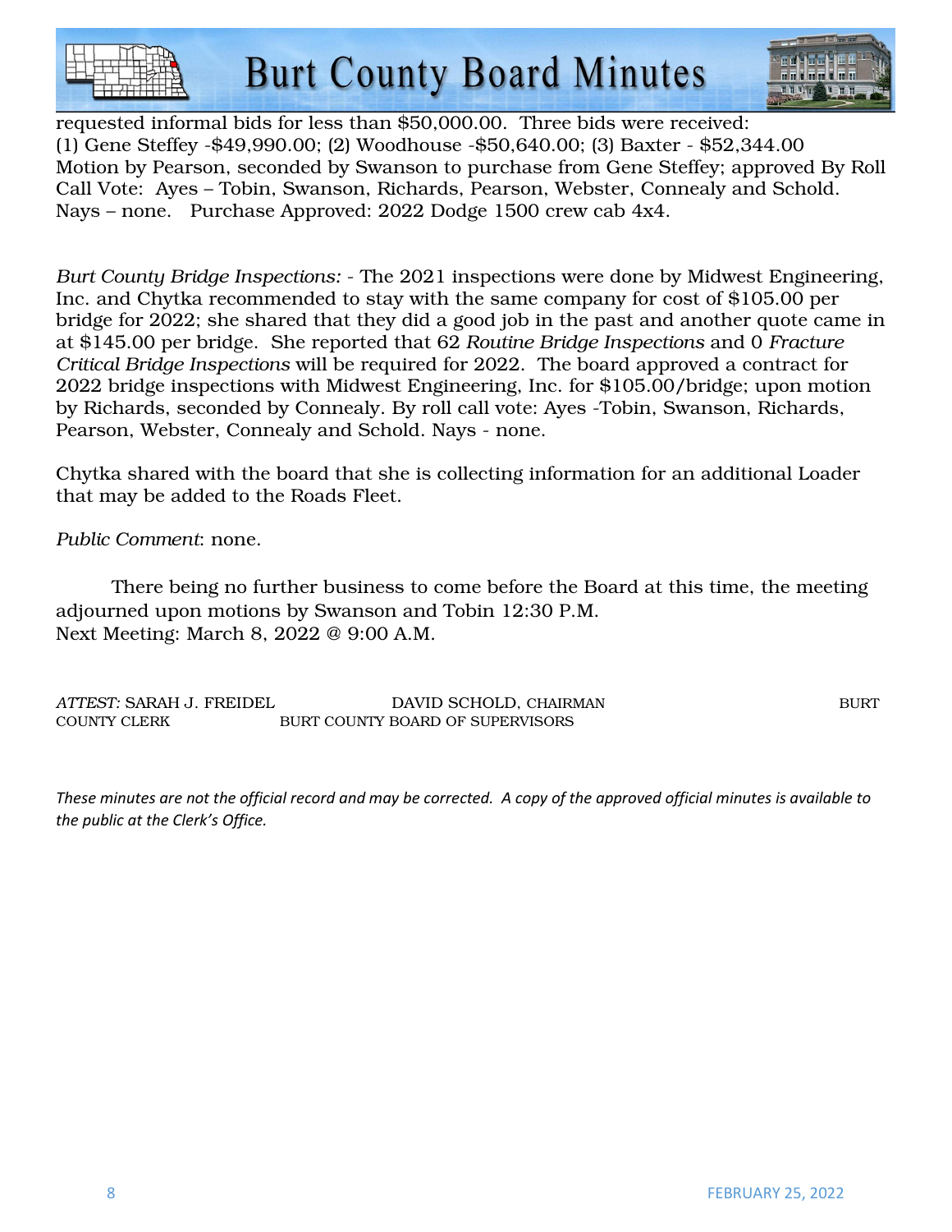requested informal bids for less than $50,000.00. Three bids were received:
(1) Gene Steffey -$49,990.00; (2) Woodhouse -$50,640.00; (3) Baxter - $52,344.00
Motion by Pearson, seconded by Swanson to purchase from Gene Steffey; approved By Roll Call Vote: Ayes – Tobin, Swanson, Richards, Pearson, Webster, Connealy and Schold. Nays – none. Purchase Approved: 2022 Dodge 1500 crew cab 4x4.

*Burt County Bridge Inspections:* - The 2021 inspections were done by Midwest Engineering, Inc. and Chytka recommended to stay with the same company for cost of $105.00 per bridge for 2022; she shared that they did a good job in the past and another quote came in at $145.00 per bridge. She reported that 62 *Routine Bridge Inspections* and 0 *Fracture Critical Bridge Inspections* will be required for 2022. The board approved a contract for 2022 bridge inspections with Midwest Engineering, Inc. for $105.00/bridge; upon motion by Richards, seconded by Connealy. By roll call vote: Ayes -Tobin, Swanson, Richards, Pearson, Webster, Connealy and Schold. Nays - none.

Chytka shared with the board that she is collecting information for an additional Loader that may be added to the Roads Fleet.

*Public Comment*: none.

There being no further business to come before the Board at this time, the meeting adjourned upon motions by Swanson and Tobin 12:30 P.M.
Next Meeting: March 8, 2022 @ 9:00 A.M.

*ATTEST:* SARAH J. FREIDEL DAVID SCHOLD, CHAIRMAN BURT COUNTY CLERK BURT COUNTY BOARD OF SUPERVISORS

*These minutes are not the official record and may be corrected. A copy of the approved official minutes is available to the public at the Clerk's Office.*